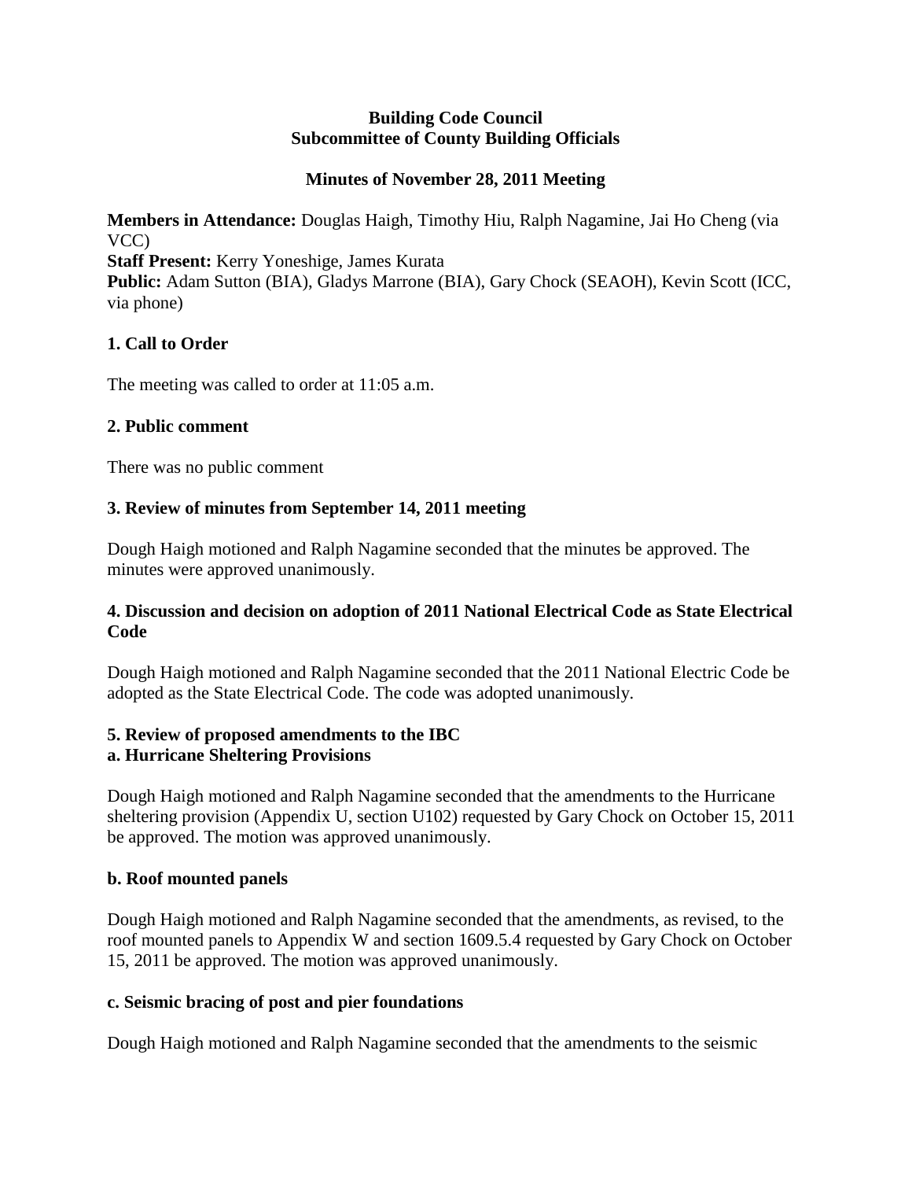**Building Code Council**
**Subcommittee of County Building Officials**

**Minutes of November 28, 2011 Meeting**

**Members in Attendance:** Douglas Haigh, Timothy Hiu, Ralph Nagamine, Jai Ho Cheng (via VCC)
**Staff Present:** Kerry Yoneshige, James Kurata
**Public:** Adam Sutton (BIA), Gladys Marrone (BIA), Gary Chock (SEAOH), Kevin Scott (ICC, via phone)

### 1. Call to Order

The meeting was called to order at 11:05 a.m.

### 2. Public comment

There was no public comment

### 3. Review of minutes from September 14, 2011 meeting

Dough Haigh motioned and Ralph Nagamine seconded that the minutes be approved. The minutes were approved unanimously.

### 4. Discussion and decision on adoption of 2011 National Electrical Code as State Electrical Code

Dough Haigh motioned and Ralph Nagamine seconded that the 2011 National Electric Code be adopted as the State Electrical Code. The code was adopted unanimously.

### 5. Review of proposed amendments to the IBC
### a. Hurricane Sheltering Provisions

Dough Haigh motioned and Ralph Nagamine seconded that the amendments to the Hurricane sheltering provision (Appendix U, section U102) requested by Gary Chock on October 15, 2011 be approved. The motion was approved unanimously.

### b. Roof mounted panels

Dough Haigh motioned and Ralph Nagamine seconded that the amendments, as revised, to the roof mounted panels to Appendix W and section 1609.5.4 requested by Gary Chock on October 15, 2011 be approved. The motion was approved unanimously.

### c. Seismic bracing of post and pier foundations

Dough Haigh motioned and Ralph Nagamine seconded that the amendments to the seismic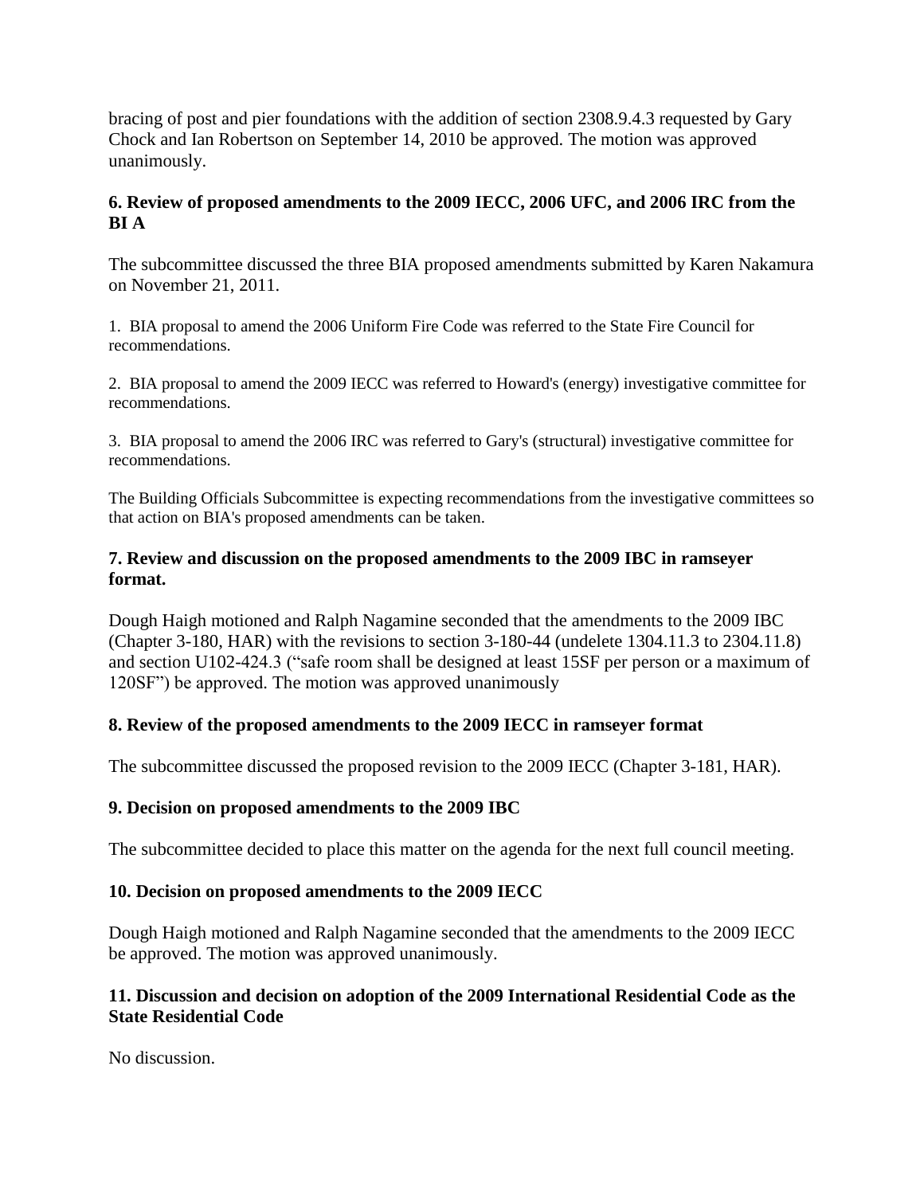bracing of post and pier foundations with the addition of section 2308.9.4.3 requested by Gary Chock and Ian Robertson on September 14, 2010 be approved. The motion was approved unanimously.

**6. Review of proposed amendments to the 2009 IECC, 2006 UFC, and 2006 IRC from the BI A**

The subcommittee discussed the three BIA proposed amendments submitted by Karen Nakamura on November 21, 2011.

1. BIA proposal to amend the 2006 Uniform Fire Code was referred to the State Fire Council for recommendations.

2. BIA proposal to amend the 2009 IECC was referred to Howard's (energy) investigative committee for recommendations.

3. BIA proposal to amend the 2006 IRC was referred to Gary's (structural) investigative committee for recommendations.

The Building Officials Subcommittee is expecting recommendations from the investigative committees so that action on BIA's proposed amendments can be taken.

**7. Review and discussion on the proposed amendments to the 2009 IBC in ramseyer format.**

Dough Haigh motioned and Ralph Nagamine seconded that the amendments to the 2009 IBC (Chapter 3-180, HAR) with the revisions to section 3-180-44 (undelete 1304.11.3 to 2304.11.8) and section U102-424.3 ("safe room shall be designed at least 15SF per person or a maximum of 120SF") be approved. The motion was approved unanimously

**8. Review of the proposed amendments to the 2009 IECC in ramseyer format**

The subcommittee discussed the proposed revision to the 2009 IECC (Chapter 3-181, HAR).

**9. Decision on proposed amendments to the 2009 IBC**

The subcommittee decided to place this matter on the agenda for the next full council meeting.

**10. Decision on proposed amendments to the 2009 IECC**

Dough Haigh motioned and Ralph Nagamine seconded that the amendments to the 2009 IECC be approved. The motion was approved unanimously.

**11. Discussion and decision on adoption of the 2009 International Residential Code as the State Residential Code**

No discussion.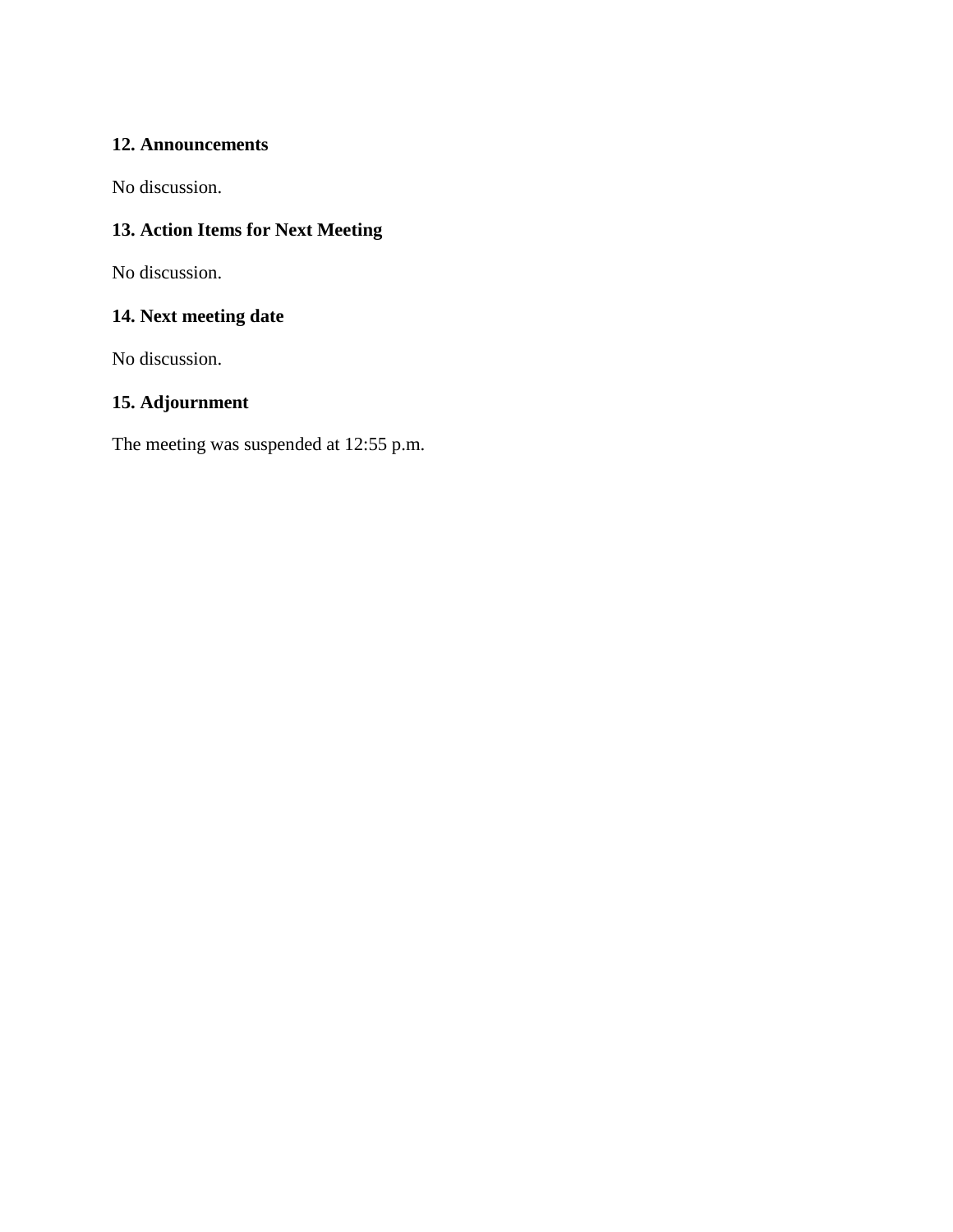**12. Announcements**

No discussion.

**13. Action Items for Next Meeting**

No discussion.

**14. Next meeting date**

No discussion.

**15. Adjournment**

The meeting was suspended at 12:55 p.m.